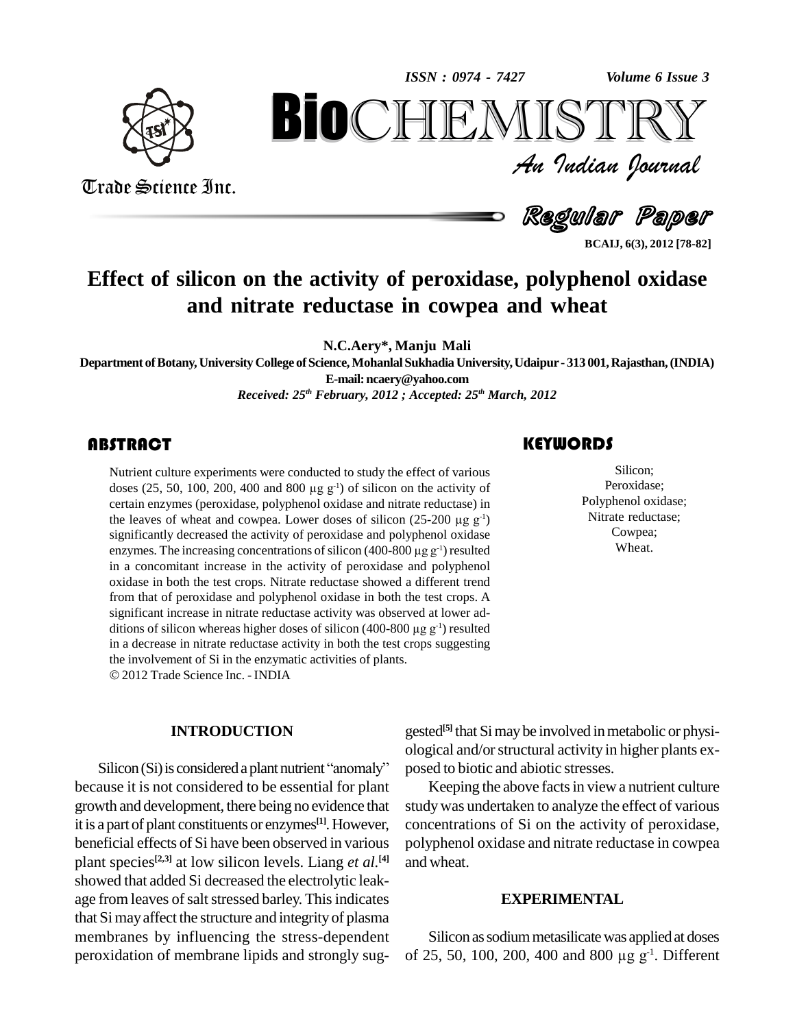# Effect of silicon on the activity of peroxidase, polyphenol oxidase and nitrate reductase in cowpea and wheat

**N.C.Aery*, Manju Mali**

**Department of Botany, University College of Science, Mohanlal Sukhadia University, Udaipur - 313 001, Rajasthan, (INDIA)**

**E-mail: ncaery@yahoo.com**

*Received: 25th February, 2012 ; Accepted: 25th March, 2012*

## ABSTRACT

Nutrient culture experiments were conducted to study the effect of various doses (25, 50, 100, 200, 400 and 800 μg $g^{-1}$) of silicon on the activity of certain enzymes (peroxidase, polyphenol oxidase and nitrate reductase) in the leaves of wheat and cowpea. Lower doses of silicon (25-200 μg $g^{-1}$) significantly decreased the activity of peroxidase and polyphenol oxidase enzymes. The increasing concentrations of silicon (400-800 μg $g^{-1}$) resulted in a concomitant increase in the activity of peroxidase and polyphenol oxidase in both the test crops. Nitrate reductase showed a different trend from that of peroxidase and polyphenol oxidase in both the test crops. A significant increase in nitrate reductase activity was observed at lower additions of silicon whereas higher doses of silicon (400-800 μg $g^{-1}$) resulted in a decrease in nitrate reductase activity in both the test crops suggesting the involvement of Si in the enzymatic activities of plants.

© 2012 Trade Science Inc. - INDIA

## KEYWORDS

Silicon;
Peroxidase;
Polyphenol oxidase;
Nitrate reductase;
Cowpea;
Wheat.

## INTRODUCTION

Silicon (Si) is considered a plant nutrient "anomaly" because it is not considered to be essential for plant growth and development, there being no evidence that it is a part of plant constituents or enzymes[1]. However, beneficial effects of Si have been observed in various plant species[2,3] at low silicon levels. Liang *et al.*[4] showed that added Si decreased the electrolytic leakage from leaves of salt stressed barley. This indicates that Si may affect the structure and integrity of plasma membranes by influencing the stress-dependent peroxidation of membrane lipids and strongly suggested[5] that Si may be involved in metabolic or physiological and/or structural activity in higher plants exposed to biotic and abiotic stresses.

Keeping the above facts in view a nutrient culture study was undertaken to analyze the effect of various concentrations of Si on the activity of peroxidase, polyphenol oxidase and nitrate reductase in cowpea and wheat.

## EXPERIMENTAL

Silicon as sodium metasilicate was applied at doses of 25, 50, 100, 200, 400 and 800 μg $g^{-1}$. Different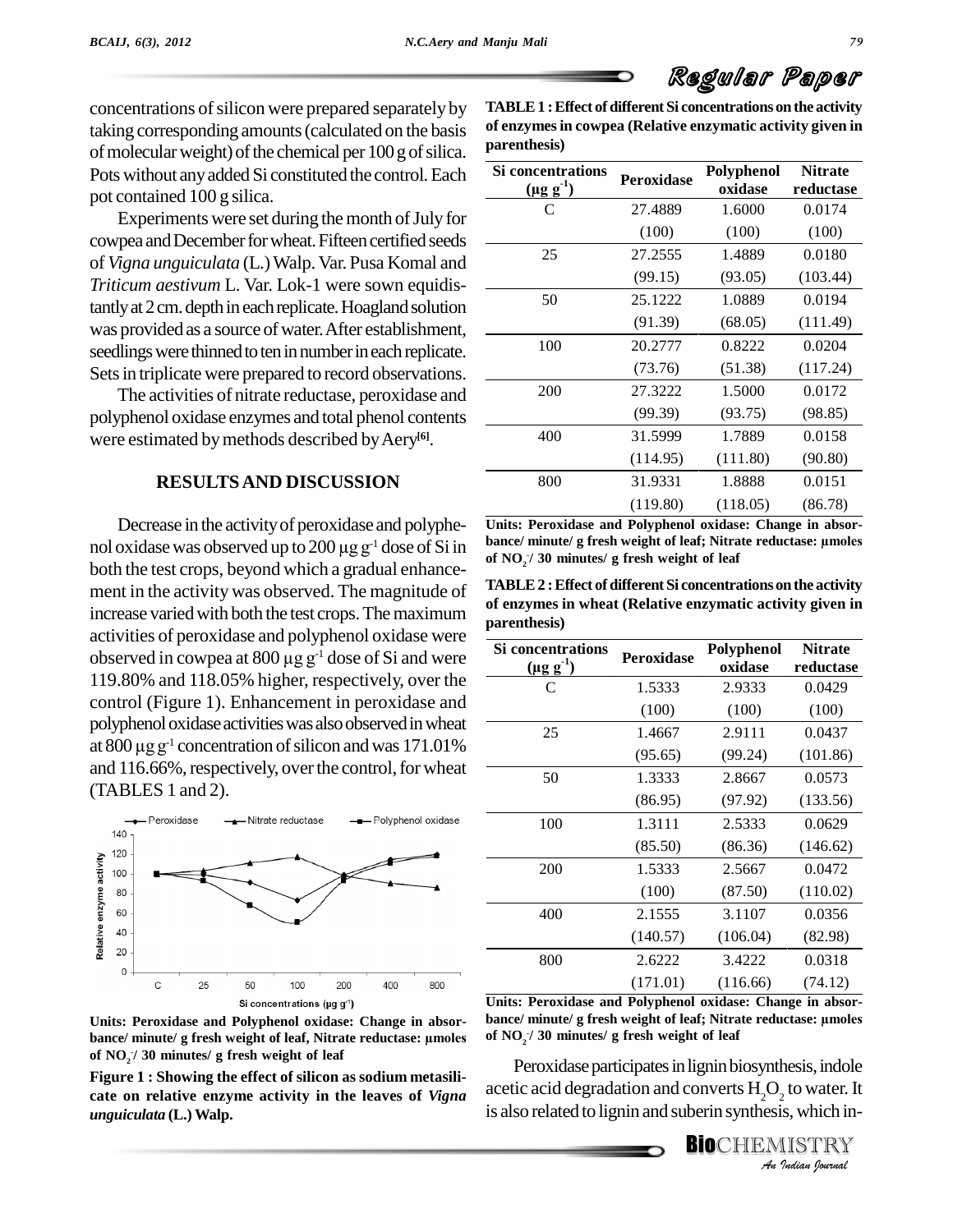concentrations of silicon were prepared separately by taking corresponding amounts (calculated on the basis of molecular weight) of the chemical per 100 g of silica. Pots without any added Si constituted the control. Each pot contained 100 g silica.

Experiments were set during the month of July for cowpea and December for wheat. Fifteen certified seeds of *Vigna unguiculata* (L.) Walp. Var. Pusa Komal and *Triticum aestivum* L. Var. Lok-1 were sown equidistantly at 2 cm. depth in each replicate. Hoagland solution was provided as a source of water. After establishment, seedlings were thinned to ten in number in each replicate. Sets in triplicate were prepared to record observations.

The activities of nitrate reductase, peroxidase and polyphenol oxidase enzymes and total phenol contents were estimated by methods described by Aery[6].

## RESULTS AND DISCUSSION

Decrease in the activity of peroxidase and polyphenol oxidase was observed up to 200 μg g$^{-1}$ dose of Si in both the test crops, beyond which a gradual enhancement in the activity was observed. The magnitude of increase varied with both the test crops. The maximum activities of peroxidase and polyphenol oxidase were observed in cowpea at 800 μg g$^{-1}$ dose of Si and were 119.80% and 118.05% higher, respectively, over the control (Figure 1). Enhancement in peroxidase and polyphenol oxidase activities was also observed in wheat at 800 μg g$^{-1}$ concentration of silicon and was 171.01% and 116.66%, respectively, over the control, for wheat (TABLES 1 and 2).

Units: Peroxidase and Polyphenol oxidase: Change in absorbance/ minute/ g fresh weight of leaf, Nitrate reductase: μmoles of $NO_2^-$/ 30 minutes/ g fresh weight of leaf

**Figure 1 : Showing the effect of silicon as sodium metasilicate on relative enzyme activity in the leaves of *Vigna unguiculata* (L.) Walp.**

**TABLE 1 : Effect of different Si concentrations on the activity of enzymes in cowpea (Relative enzymatic activity given in parenthesis)**

| Si concentrations (μg g$^{-1}$) | Peroxidase | Polyphenol oxidase | Nitrate reductase |
|---|---|---|---|
| C | 27.4889 | 1.6000 | 0.0174 |
| | (100) | (100) | (100) |
| 25 | 27.2555 | 1.4889 | 0.0180 |
| | (99.15) | (93.05) | (103.44) |
| 50 | 25.1222 | 1.0889 | 0.0194 |
| | (91.39) | (68.05) | (111.49) |
| 100 | 20.2777 | 0.8222 | 0.0204 |
| | (73.76) | (51.38) | (117.24) |
| 200 | 27.3222 | 1.5000 | 0.0172 |
| | (99.39) | (93.75) | (98.85) |
| 400 | 31.5999 | 1.7889 | 0.0158 |
| | (114.95) | (111.80) | (90.80) |
| 800 | 31.9331 | 1.8888 | 0.0151 |
| | (119.80) | (118.05) | (86.78) |

Units: Peroxidase and Polyphenol oxidase: Change in absorbance/ minute/ g fresh weight of leaf; Nitrate reductase: μmoles of $NO_2^-$/ 30 minutes/ g fresh weight of leaf

**TABLE 2 : Effect of different Si concentrations on the activity of enzymes in wheat (Relative enzymatic activity given in parenthesis)**

| Si concentrations (μg g$^{-1}$) | Peroxidase | Polyphenol oxidase | Nitrate reductase |
|---|---|---|---|
| C | 1.5333 | 2.9333 | 0.0429 |
| | (100) | (100) | (100) |
| 25 | 1.4667 | 2.9111 | 0.0437 |
| | (95.65) | (99.24) | (101.86) |
| 50 | 1.3333 | 2.8667 | 0.0573 |
| | (86.95) | (97.92) | (133.56) |
| 100 | 1.3111 | 2.5333 | 0.0629 |
| | (85.50) | (86.36) | (146.62) |
| 200 | 1.5333 | 2.5667 | 0.0472 |
| | (100) | (87.50) | (110.02) |
| 400 | 2.1555 | 3.1107 | 0.0356 |
| | (140.57) | (106.04) | (82.98) |
| 800 | 2.6222 | 3.4222 | 0.0318 |
| | (171.01) | (116.66) | (74.12) |

Units: Peroxidase and Polyphenol oxidase: Change in absorbance/ minute/ g fresh weight of leaf; Nitrate reductase: μmoles of $NO_2^-$/ 30 minutes/ g fresh weight of leaf

Peroxidase participates in lignin biosynthesis, indole acetic acid degradation and converts $H_2O_2$ to water. It is also related to lignin and suberin synthesis, which in-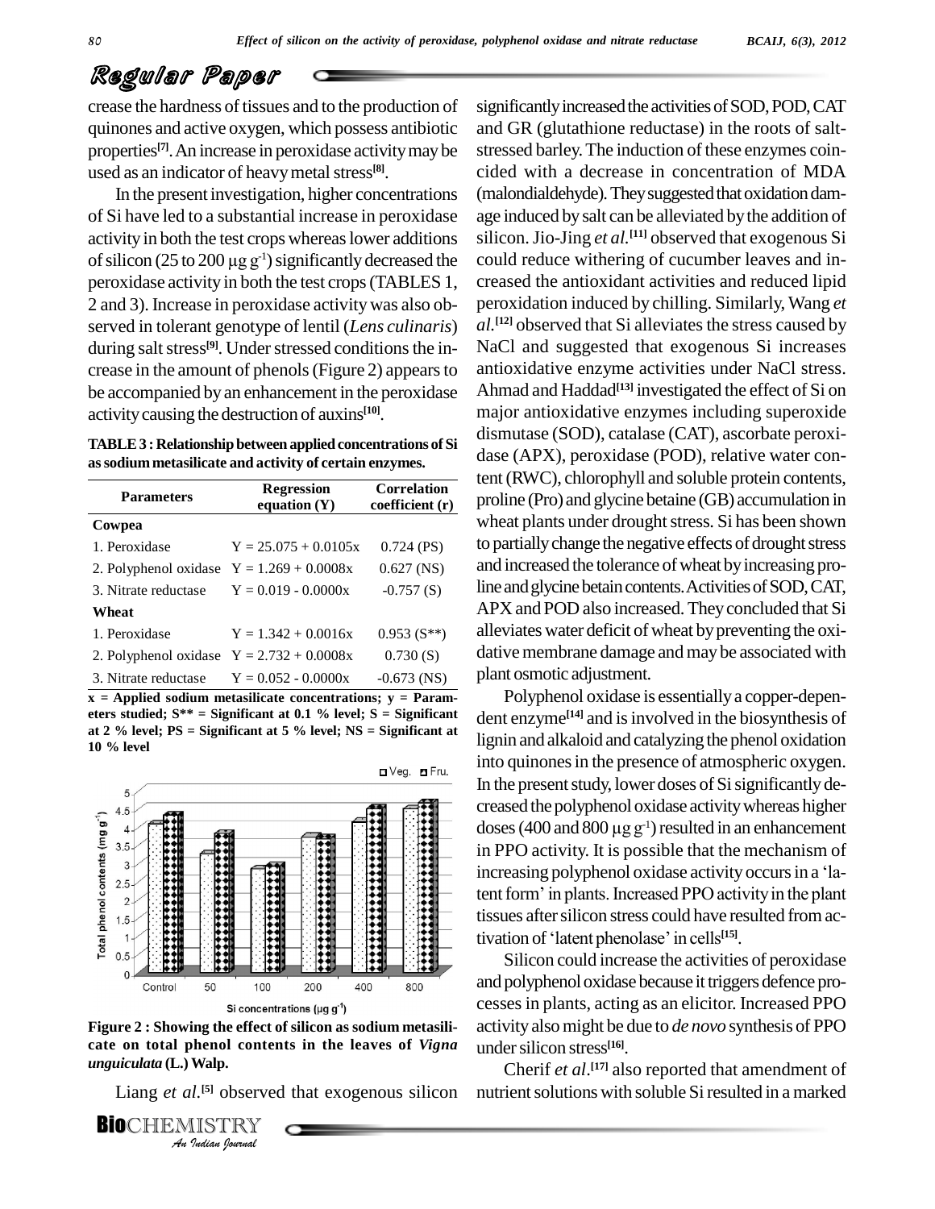crease the hardness of tissues and to the production of quinones and active oxygen, which possess antibiotic properties[7]. An increase in peroxidase activity may be used as an indicator of heavy metal stress[8].

In the present investigation, higher concentrations of Si have led to a substantial increase in peroxidase activity in both the test crops whereas lower additions of silicon (25 to 200 μg g$^{-1}$) significantly decreased the peroxidase activity in both the test crops (TABLES 1, 2 and 3). Increase in peroxidase activity was also observed in tolerant genotype of lentil (*Lens culinaris*) during salt stress[9]. Under stressed conditions the increase in the amount of phenols (Figure 2) appears to be accompanied by an enhancement in the peroxidase activity causing the destruction of auxins[10].

**TABLE 3 : Relationship between applied concentrations of Si as sodium metasilicate and activity of certain enzymes.**

| Parameters | Regression equation (Y) | Correlation coefficient (r) |
|---|---|---|
| **Cowpea** | | |
| 1. Peroxidase | Y = 25.075 + 0.0105x | 0.724 (PS) |
| 2. Polyphenol oxidase | Y = 1.269 + 0.0008x | 0.627 (NS) |
| 3. Nitrate reductase | Y = 0.019 - 0.0000x | -0.757 (S) |
| **Wheat** | | |
| 1. Peroxidase | Y = 1.342 + 0.0016x | 0.953 (S**) |
| 2. Polyphenol oxidase | Y = 2.732 + 0.0008x | 0.730 (S) |
| 3. Nitrate reductase | Y = 0.052 - 0.0000x | -0.673 (NS) |

**x = Applied sodium metasilicate concentrations; y = Parameters studied; S** = Significant at 0.1 % level; S = Significant at 2 % level; PS = Significant at 5 % level; NS = Significant at 10 % level**

**Figure 2 : Showing the effect of silicon as sodium metasilicate on total phenol contents in the leaves of *Vigna unguiculata* (L.) Walp.**

Liang *et al*.[5] observed that exogenous silicon significantly increased the activities of SOD, POD, CAT and GR (glutathione reductase) in the roots of salt-stressed barley. The induction of these enzymes coincided with a decrease in concentration of MDA (malondialdehyde). They suggested that oxidation damage induced by salt can be alleviated by the addition of silicon. Jio-Jing *et al*.[11] observed that exogenous Si could reduce withering of cucumber leaves and increased the antioxidant activities and reduced lipid peroxidation induced by chilling. Similarly, Wang *et al*.[12] observed that Si alleviates the stress caused by NaCl and suggested that exogenous Si increases antioxidative enzyme activities under NaCl stress. Ahmad and Haddad[13] investigated the effect of Si on major antioxidative enzymes including superoxide dismutase (SOD), catalase (CAT), ascorbate peroxidase (APX), peroxidase (POD), relative water content (RWC), chlorophyll and soluble protein contents, proline (Pro) and glycine betaine (GB) accumulation in wheat plants under drought stress. Si has been shown to partially change the negative effects of drought stress and increased the tolerance of wheat by increasing proline and glycine betain contents. Activities of SOD, CAT, APX and POD also increased. They concluded that Si alleviates water deficit of wheat by preventing the oxidative membrane damage and may be associated with plant osmotic adjustment.

Polyphenol oxidase is essentially a copper-dependent enzyme[14] and is involved in the biosynthesis of lignin and alkaloid and catalyzing the phenol oxidation into quinones in the presence of atmospheric oxygen. In the present study, lower doses of Si significantly decreased the polyphenol oxidase activity whereas higher doses (400 and 800 μg g$^{-1}$) resulted in an enhancement in PPO activity. It is possible that the mechanism of increasing polyphenol oxidase activity occurs in a 'latent form' in plants. Increased PPO activity in the plant tissues after silicon stress could have resulted from activation of 'latent phenolase' in cells[15].

Silicon could increase the activities of peroxidase and polyphenol oxidase because it triggers defence processes in plants, acting as an elicitor. Increased PPO activity also might be due to *de novo* synthesis of PPO under silicon stress[16].

Cherif *et al*.[17] also reported that amendment of nutrient solutions with soluble Si resulted in a marked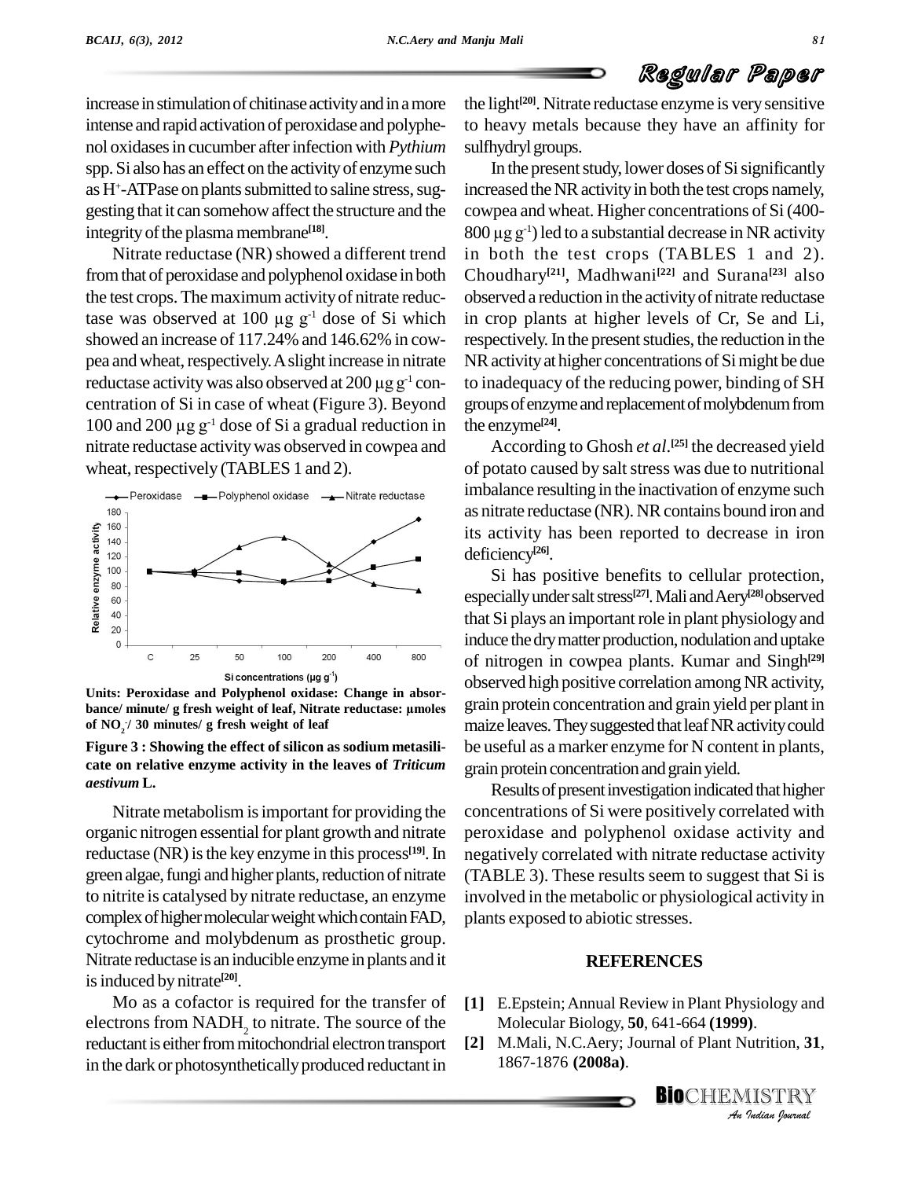increase in stimulation of chitinase activity and in a more intense and rapid activation of peroxidase and polyphenol oxidases in cucumber after infection with *Pythium* spp. Si also has an effect on the activity of enzyme such as $H^+$-ATPase on plants submitted to saline stress, suggesting that it can somehow affect the structure and the integrity of the plasma membrane[18].

Nitrate reductase (NR) showed a different trend from that of peroxidase and polyphenol oxidase in both the test crops. The maximum activity of nitrate reductase was observed at 100 μg $g^{-1}$ dose of Si which showed an increase of 117.24% and 146.62% in cowpea and wheat, respectively. A slight increase in nitrate reductase activity was also observed at 200 μg $g^{-1}$ concentration of Si in case of wheat (Figure 3). Beyond 100 and 200 μg $g^{-1}$ dose of Si a gradual reduction in nitrate reductase activity was observed in cowpea and wheat, respectively (TABLES 1 and 2).

Units: Peroxidase and Polyphenol oxidase: Change in absorbance/ minute/ g fresh weight of leaf, Nitrate reductase: μmoles of $NO_2^-$/ 30 minutes/ g fresh weight of leaf

**Figure 3 : Showing the effect of silicon as sodium metasilicate on relative enzyme activity in the leaves of *Triticum aestivum* L.**

Nitrate metabolism is important for providing the organic nitrogen essential for plant growth and nitrate reductase (NR) is the key enzyme in this process[19]. In green algae, fungi and higher plants, reduction of nitrate to nitrite is catalysed by nitrate reductase, an enzyme complex of higher molecular weight which contain FAD, cytochrome and molybdenum as prosthetic group. Nitrate reductase is an inducible enzyme in plants and it is induced by nitrate[20].

Mo as a cofactor is required for the transfer of electrons from $NADH_2$ to nitrate. The source of the reductant is either from mitochondrial electron transport in the dark or photosynthetically produced reductant in the light[20]. Nitrate reductase enzyme is very sensitive to heavy metals because they have an affinity for sulfhydryl groups.

In the present study, lower doses of Si significantly increased the NR activity in both the test crops namely, cowpea and wheat. Higher concentrations of Si (400-800 μg $g^{-1}$) led to a substantial decrease in NR activity in both the test crops (TABLES 1 and 2). Choudhary[21], Madhwani[22] and Surana[23] also observed a reduction in the activity of nitrate reductase in crop plants at higher levels of Cr, Se and Li, respectively. In the present studies, the reduction in the NR activity at higher concentrations of Si might be due to inadequacy of the reducing power, binding of SH groups of enzyme and replacement of molybdenum from the enzyme[24].

According to Ghosh *et al*.[25] the decreased yield of potato caused by salt stress was due to nutritional imbalance resulting in the inactivation of enzyme such as nitrate reductase (NR). NR contains bound iron and its activity has been reported to decrease in iron deficiency[26].

Si has positive benefits to cellular protection, especially under salt stress[27]. Mali and Aery[28] observed that Si plays an important role in plant physiology and induce the dry matter production, nodulation and uptake of nitrogen in cowpea plants. Kumar and Singh[29] observed high positive correlation among NR activity, grain protein concentration and grain yield per plant in maize leaves. They suggested that leaf NR activity could be useful as a marker enzyme for N content in plants, grain protein concentration and grain yield.

Results of present investigation indicated that higher concentrations of Si were positively correlated with peroxidase and polyphenol oxidase activity and negatively correlated with nitrate reductase activity (TABLE 3). These results seem to suggest that Si is involved in the metabolic or physiological activity in plants exposed to abiotic stresses.

## REFERENCES

[1] E.Epstein; Annual Review in Plant Physiology and Molecular Biology, **50**, 641-664 **(1999)**.

[2] M.Mali, N.C.Aery; Journal of Plant Nutrition, **31**, 1867-1876 **(2008a)**.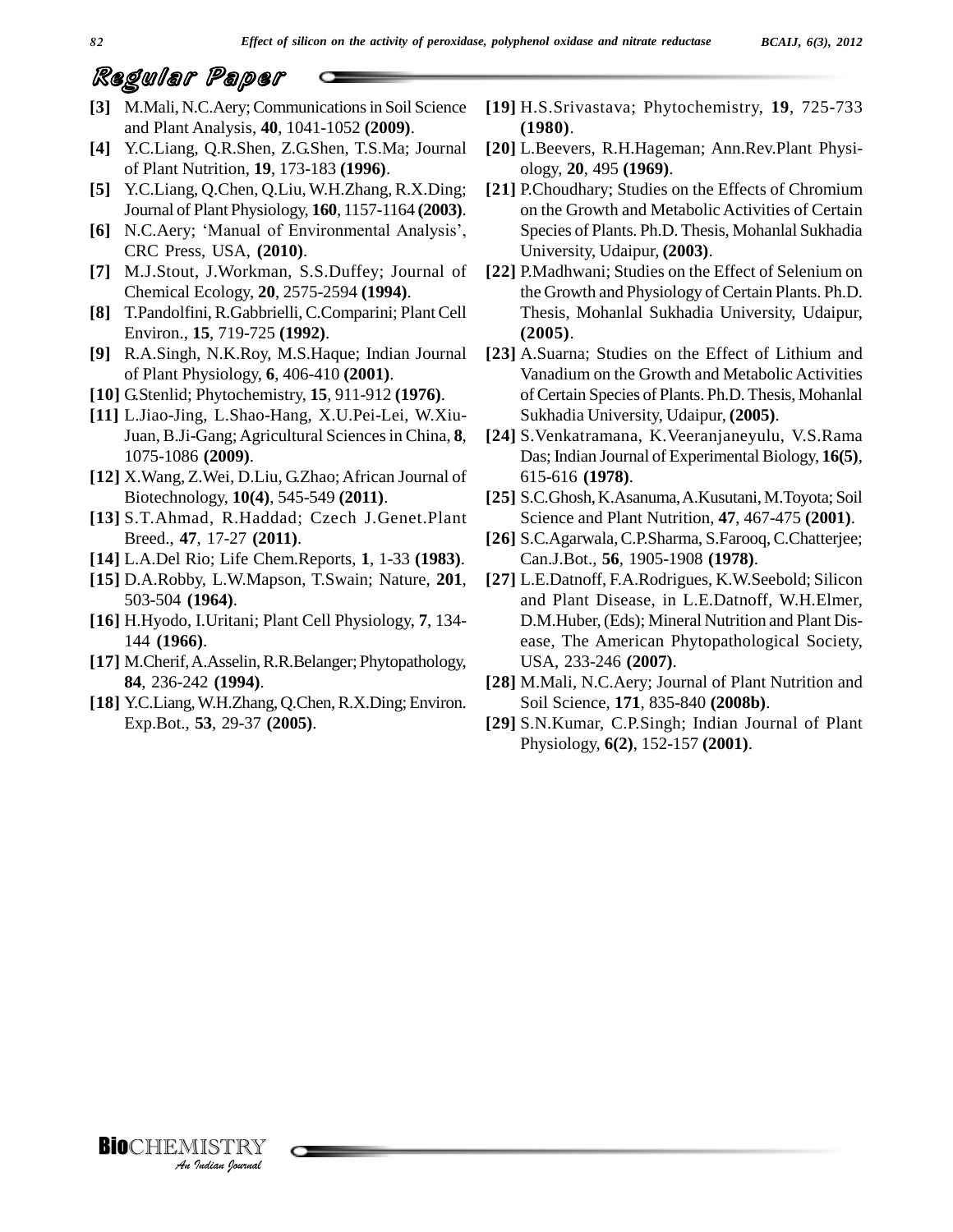[3] M.Mali, N.C.Aery; Communications in Soil Science and Plant Analysis, **40**, 1041-1052 **(2009)**.

[4] Y.C.Liang, Q.R.Shen, Z.G.Shen, T.S.Ma; Journal of Plant Nutrition, **19**, 173-183 **(1996)**.

[5] Y.C.Liang, Q.Chen, Q.Liu, W.H.Zhang, R.X.Ding; Journal of Plant Physiology, **160**, 1157-1164 **(2003)**.

[6] N.C.Aery; 'Manual of Environmental Analysis', CRC Press, USA, **(2010)**.

[7] M.J.Stout, J.Workman, S.S.Duffey; Journal of Chemical Ecology, **20**, 2575-2594 **(1994)**.

[8] T.Pandolfini, R.Gabbrielli, C.Comparini; Plant Cell Environ., **15**, 719-725 **(1992)**.

[9] R.A.Singh, N.K.Roy, M.S.Haque; Indian Journal of Plant Physiology, **6**, 406-410 **(2001)**.

[10] G.Stenlid; Phytochemistry, **15**, 911-912 **(1976)**.

[11] L.Jiao-Jing, L.Shao-Hang, X.U.Pei-Lei, W.Xiu-Juan, B.Ji-Gang; Agricultural Sciences in China, **8**, 1075-1086 **(2009)**.

[12] X.Wang, Z.Wei, D.Liu, G.Zhao; African Journal of Biotechnology, **10(4)**, 545-549 **(2011)**.

[13] S.T.Ahmad, R.Haddad; Czech J.Genet.Plant Breed., **47**, 17-27 **(2011)**.

[14] L.A.Del Rio; Life Chem.Reports, **1**, 1-33 **(1983)**.

[15] D.A.Robby, L.W.Mapson, T.Swain; Nature, **201**, 503-504 **(1964)**.

[16] H.Hyodo, I.Uritani; Plant Cell Physiology, **7**, 134-144 **(1966)**.

[17] M.Cherif, A.Asselin, R.R.Belanger; Phytopathology, **84**, 236-242 **(1994)**.

[18] Y.C.Liang, W.H.Zhang, Q.Chen, R.X.Ding; Environ. Exp.Bot., **53**, 29-37 **(2005)**.

[19] H.S.Srivastava; Phytochemistry, **19**, 725-733 **(1980)**.

[20] L.Beevers, R.H.Hageman; Ann.Rev.Plant Physiology, **20**, 495 **(1969)**.

[21] P.Choudhary; Studies on the Effects of Chromium on the Growth and Metabolic Activities of Certain Species of Plants. Ph.D. Thesis, Mohanlal Sukhadia University, Udaipur, **(2003)**.

[22] P.Madhwani; Studies on the Effect of Selenium on the Growth and Physiology of Certain Plants. Ph.D. Thesis, Mohanlal Sukhadia University, Udaipur, **(2005)**.

[23] A.Suarna; Studies on the Effect of Lithium and Vanadium on the Growth and Metabolic Activities of Certain Species of Plants. Ph.D. Thesis, Mohanlal Sukhadia University, Udaipur, **(2005)**.

[24] S.Venkatramana, K.Veeranjaneyulu, V.S.Rama Das; Indian Journal of Experimental Biology, **16(5)**, 615-616 **(1978)**.

[25] S.C.Ghosh, K.Asanuma, A.Kusutani, M.Toyota; Soil Science and Plant Nutrition, **47**, 467-475 **(2001)**.

[26] S.C.Agarwala, C.P.Sharma, S.Farooq, C.Chatterjee; Can.J.Bot., **56**, 1905-1908 **(1978)**.

[27] L.E.Datnoff, F.A.Rodrigues, K.W.Seebold; Silicon and Plant Disease, in L.E.Datnoff, W.H.Elmer, D.M.Huber, (Eds); Mineral Nutrition and Plant Disease, The American Phytopathological Society, USA, 233-246 **(2007)**.

[28] M.Mali, N.C.Aery; Journal of Plant Nutrition and Soil Science, **171**, 835-840 **(2008b)**.

[29] S.N.Kumar, C.P.Singh; Indian Journal of Plant Physiology, **6(2)**, 152-157 **(2001)**.